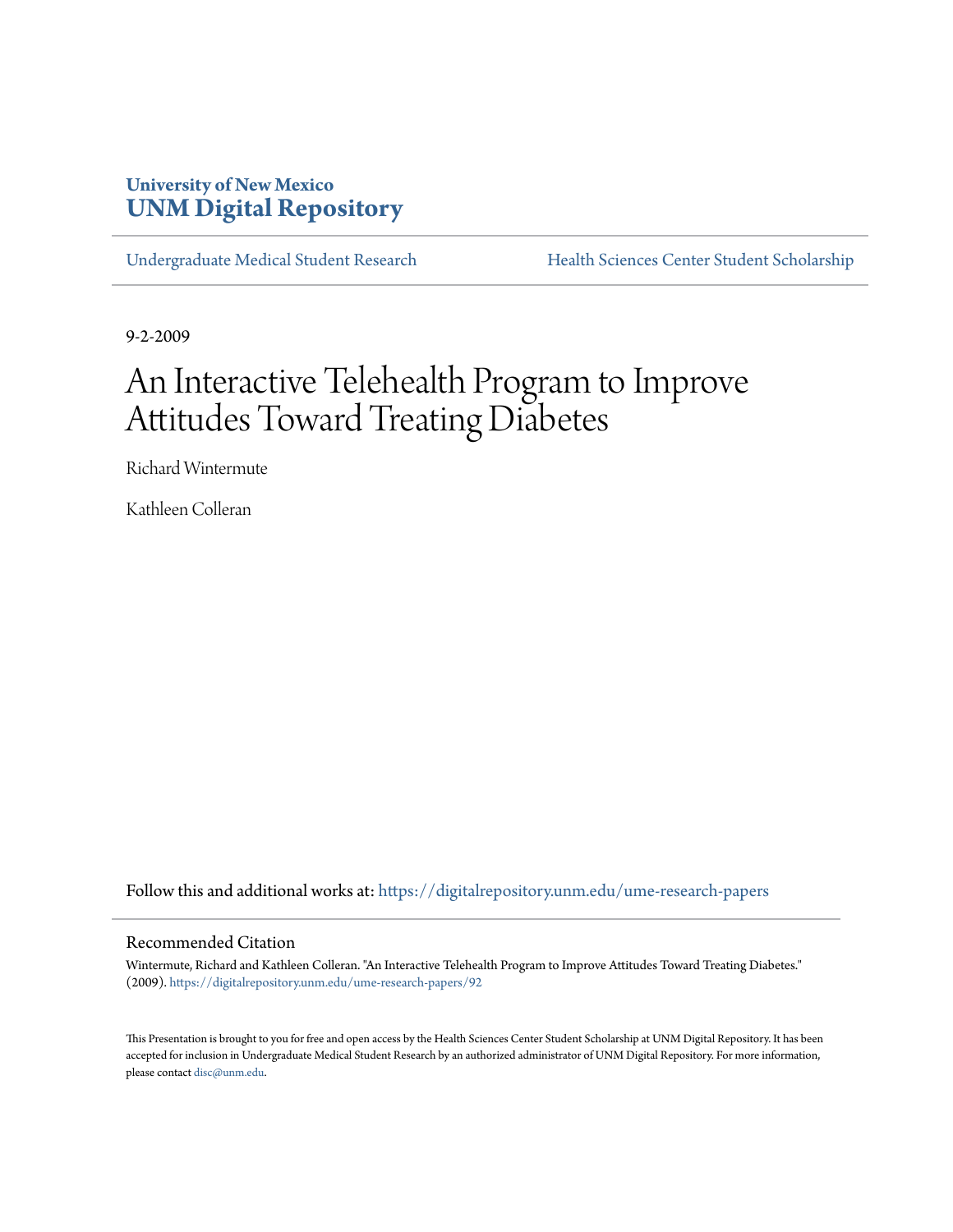University of New Mexico
**UNM Digital Repository**

Undergraduate Medical Student Research | Health Sciences Center Student Scholarship

9-2-2009

# An Interactive Telehealth Program to Improve Attitudes Toward Treating Diabetes

Richard Wintermute

Kathleen Colleran

Follow this and additional works at: https://digitalrepository.unm.edu/ume-research-papers

## Recommended Citation

Wintermute, Richard and Kathleen Colleran. "An Interactive Telehealth Program to Improve Attitudes Toward Treating Diabetes." (2009). https://digitalrepository.unm.edu/ume-research-papers/92

This Presentation is brought to you for free and open access by the Health Sciences Center Student Scholarship at UNM Digital Repository. It has been accepted for inclusion in Undergraduate Medical Student Research by an authorized administrator of UNM Digital Repository. For more information, please contact disc@unm.edu.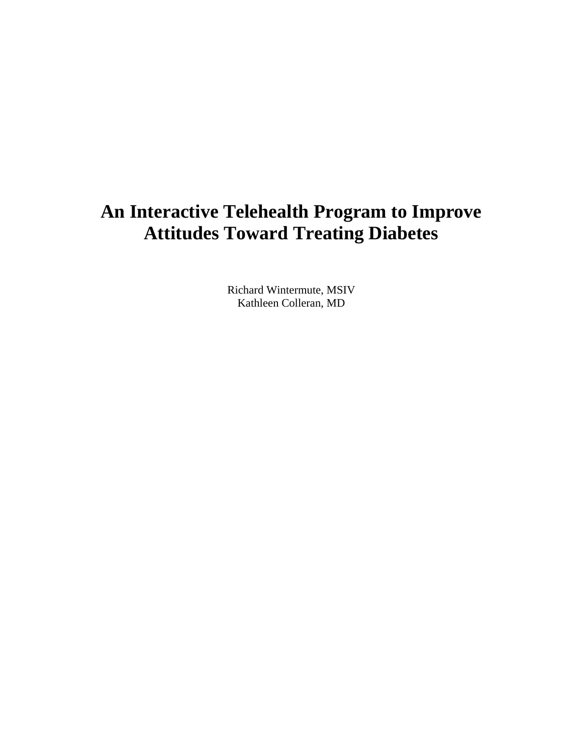# An Interactive Telehealth Program to Improve Attitudes Toward Treating Diabetes

Richard Wintermute, MSIV
Kathleen Colleran, MD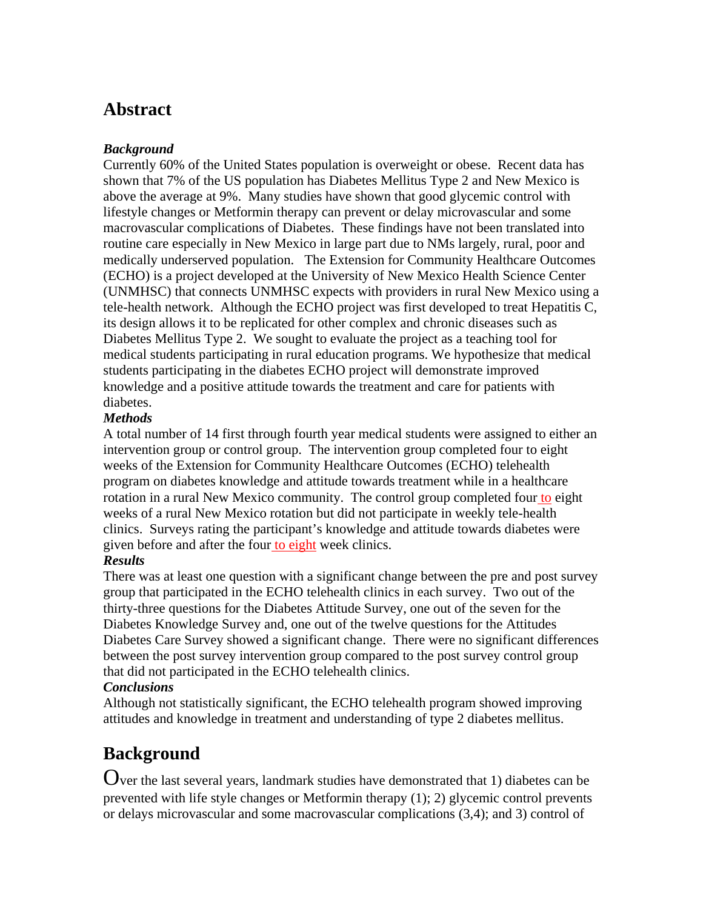# Abstract

***Background***

Currently 60% of the United States population is overweight or obese. Recent data has shown that 7% of the US population has Diabetes Mellitus Type 2 and New Mexico is above the average at 9%. Many studies have shown that good glycemic control with lifestyle changes or Metformin therapy can prevent or delay microvascular and some macrovascular complications of Diabetes. These findings have not been translated into routine care especially in New Mexico in large part due to NMs largely, rural, poor and medically underserved population. The Extension for Community Healthcare Outcomes (ECHO) is a project developed at the University of New Mexico Health Science Center (UNMHSC) that connects UNMHSC expects with providers in rural New Mexico using a tele-health network. Although the ECHO project was first developed to treat Hepatitis C, its design allows it to be replicated for other complex and chronic diseases such as Diabetes Mellitus Type 2. We sought to evaluate the project as a teaching tool for medical students participating in rural education programs. We hypothesize that medical students participating in the diabetes ECHO project will demonstrate improved knowledge and a positive attitude towards the treatment and care for patients with diabetes.

***Methods***

A total number of 14 first through fourth year medical students were assigned to either an intervention group or control group. The intervention group completed four to eight weeks of the Extension for Community Healthcare Outcomes (ECHO) telehealth program on diabetes knowledge and attitude towards treatment while in a healthcare rotation in a rural New Mexico community. The control group completed four to eight weeks of a rural New Mexico rotation but did not participate in weekly tele-health clinics. Surveys rating the participant's knowledge and attitude towards diabetes were given before and after the four to eight week clinics.

***Results***

There was at least one question with a significant change between the pre and post survey group that participated in the ECHO telehealth clinics in each survey. Two out of the thirty-three questions for the Diabetes Attitude Survey, one out of the seven for the Diabetes Knowledge Survey and, one out of the twelve questions for the Attitudes Diabetes Care Survey showed a significant change. There were no significant differences between the post survey intervention group compared to the post survey control group that did not participated in the ECHO telehealth clinics.

***Conclusions***

Although not statistically significant, the ECHO telehealth program showed improving attitudes and knowledge in treatment and understanding of type 2 diabetes mellitus.

# Background

Over the last several years, landmark studies have demonstrated that 1) diabetes can be prevented with life style changes or Metformin therapy (1); 2) glycemic control prevents or delays microvascular and some macrovascular complications (3,4); and 3) control of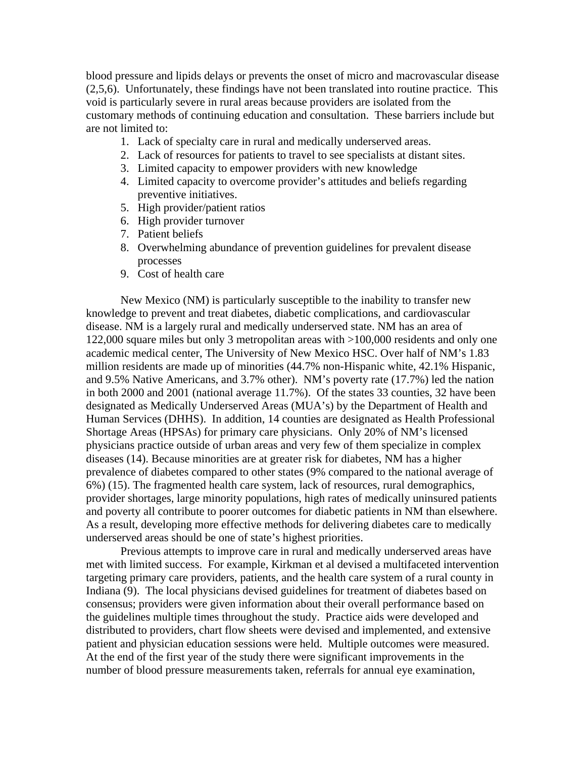blood pressure and lipids delays or prevents the onset of micro and macrovascular disease (2,5,6). Unfortunately, these findings have not been translated into routine practice. This void is particularly severe in rural areas because providers are isolated from the customary methods of continuing education and consultation. These barriers include but are not limited to:

1. Lack of specialty care in rural and medically underserved areas.
2. Lack of resources for patients to travel to see specialists at distant sites.
3. Limited capacity to empower providers with new knowledge
4. Limited capacity to overcome provider's attitudes and beliefs regarding preventive initiatives.
5. High provider/patient ratios
6. High provider turnover
7. Patient beliefs
8. Overwhelming abundance of prevention guidelines for prevalent disease processes
9. Cost of health care

New Mexico (NM) is particularly susceptible to the inability to transfer new knowledge to prevent and treat diabetes, diabetic complications, and cardiovascular disease. NM is a largely rural and medically underserved state. NM has an area of 122,000 square miles but only 3 metropolitan areas with >100,000 residents and only one academic medical center, The University of New Mexico HSC. Over half of NM's 1.83 million residents are made up of minorities (44.7% non-Hispanic white, 42.1% Hispanic, and 9.5% Native Americans, and 3.7% other). NM's poverty rate (17.7%) led the nation in both 2000 and 2001 (national average 11.7%). Of the states 33 counties, 32 have been designated as Medically Underserved Areas (MUA's) by the Department of Health and Human Services (DHHS). In addition, 14 counties are designated as Health Professional Shortage Areas (HPSAs) for primary care physicians. Only 20% of NM's licensed physicians practice outside of urban areas and very few of them specialize in complex diseases (14). Because minorities are at greater risk for diabetes, NM has a higher prevalence of diabetes compared to other states (9% compared to the national average of 6%) (15). The fragmented health care system, lack of resources, rural demographics, provider shortages, large minority populations, high rates of medically uninsured patients and poverty all contribute to poorer outcomes for diabetic patients in NM than elsewhere. As a result, developing more effective methods for delivering diabetes care to medically underserved areas should be one of state's highest priorities.

Previous attempts to improve care in rural and medically underserved areas have met with limited success. For example, Kirkman et al devised a multifaceted intervention targeting primary care providers, patients, and the health care system of a rural county in Indiana (9). The local physicians devised guidelines for treatment of diabetes based on consensus; providers were given information about their overall performance based on the guidelines multiple times throughout the study. Practice aids were developed and distributed to providers, chart flow sheets were devised and implemented, and extensive patient and physician education sessions were held. Multiple outcomes were measured. At the end of the first year of the study there were significant improvements in the number of blood pressure measurements taken, referrals for annual eye examination,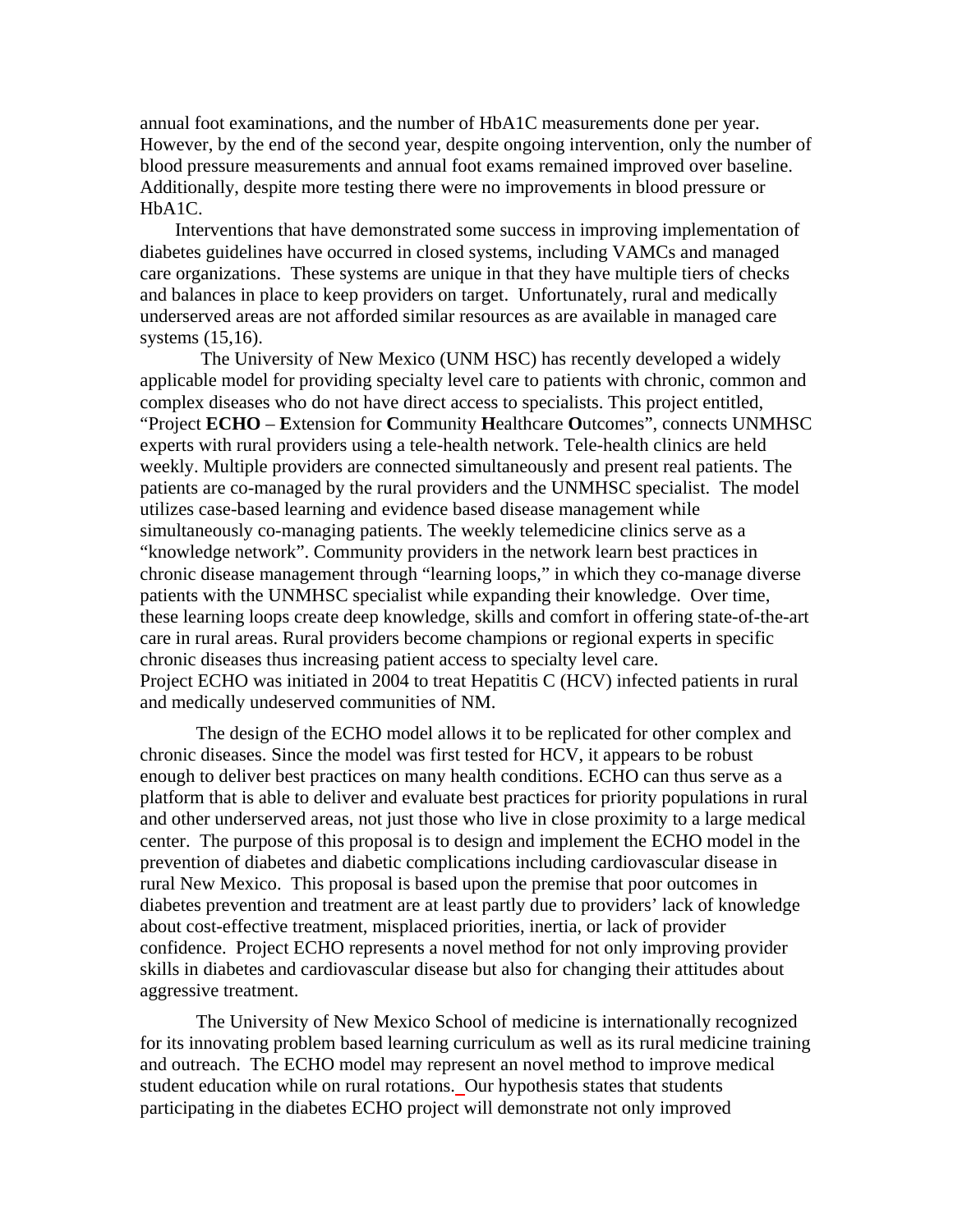annual foot examinations, and the number of HbA1C measurements done per year. However, by the end of the second year, despite ongoing intervention, only the number of blood pressure measurements and annual foot exams remained improved over baseline. Additionally, despite more testing there were no improvements in blood pressure or HbA1C.

Interventions that have demonstrated some success in improving implementation of diabetes guidelines have occurred in closed systems, including VAMCs and managed care organizations. These systems are unique in that they have multiple tiers of checks and balances in place to keep providers on target. Unfortunately, rural and medically underserved areas are not afforded similar resources as are available in managed care systems (15,16).

The University of New Mexico (UNM HSC) has recently developed a widely applicable model for providing specialty level care to patients with chronic, common and complex diseases who do not have direct access to specialists. This project entitled, "Project **ECHO** – **E**xtension for **C**ommunity **H**ealthcare **O**utcomes", connects UNMHSC experts with rural providers using a tele-health network. Tele-health clinics are held weekly. Multiple providers are connected simultaneously and present real patients. The patients are co-managed by the rural providers and the UNMHSC specialist. The model utilizes case-based learning and evidence based disease management while simultaneously co-managing patients. The weekly telemedicine clinics serve as a "knowledge network". Community providers in the network learn best practices in chronic disease management through "learning loops," in which they co-manage diverse patients with the UNMHSC specialist while expanding their knowledge. Over time, these learning loops create deep knowledge, skills and comfort in offering state-of-the-art care in rural areas. Rural providers become champions or regional experts in specific chronic diseases thus increasing patient access to specialty level care.
Project ECHO was initiated in 2004 to treat Hepatitis C (HCV) infected patients in rural and medically undeserved communities of NM.

The design of the ECHO model allows it to be replicated for other complex and chronic diseases. Since the model was first tested for HCV, it appears to be robust enough to deliver best practices on many health conditions. ECHO can thus serve as a platform that is able to deliver and evaluate best practices for priority populations in rural and other underserved areas, not just those who live in close proximity to a large medical center. The purpose of this proposal is to design and implement the ECHO model in the prevention of diabetes and diabetic complications including cardiovascular disease in rural New Mexico. This proposal is based upon the premise that poor outcomes in diabetes prevention and treatment are at least partly due to providers' lack of knowledge about cost-effective treatment, misplaced priorities, inertia, or lack of provider confidence. Project ECHO represents a novel method for not only improving provider skills in diabetes and cardiovascular disease but also for changing their attitudes about aggressive treatment.

The University of New Mexico School of medicine is internationally recognized for its innovating problem based learning curriculum as well as its rural medicine training and outreach. The ECHO model may represent an novel method to improve medical student education while on rural rotations. Our hypothesis states that students participating in the diabetes ECHO project will demonstrate not only improved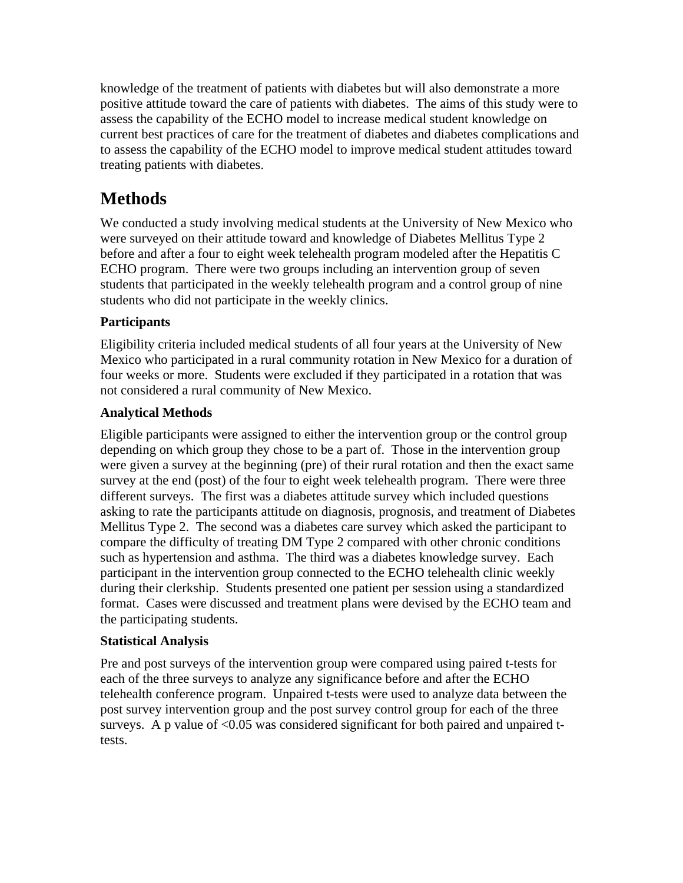knowledge of the treatment of patients with diabetes but will also demonstrate a more positive attitude toward the care of patients with diabetes. The aims of this study were to assess the capability of the ECHO model to increase medical student knowledge on current best practices of care for the treatment of diabetes and diabetes complications and to assess the capability of the ECHO model to improve medical student attitudes toward treating patients with diabetes.

# Methods

We conducted a study involving medical students at the University of New Mexico who were surveyed on their attitude toward and knowledge of Diabetes Mellitus Type 2 before and after a four to eight week telehealth program modeled after the Hepatitis C ECHO program. There were two groups including an intervention group of seven students that participated in the weekly telehealth program and a control group of nine students who did not participate in the weekly clinics.

### Participants

Eligibility criteria included medical students of all four years at the University of New Mexico who participated in a rural community rotation in New Mexico for a duration of four weeks or more. Students were excluded if they participated in a rotation that was not considered a rural community of New Mexico.

### Analytical Methods

Eligible participants were assigned to either the intervention group or the control group depending on which group they chose to be a part of. Those in the intervention group were given a survey at the beginning (pre) of their rural rotation and then the exact same survey at the end (post) of the four to eight week telehealth program. There were three different surveys. The first was a diabetes attitude survey which included questions asking to rate the participants attitude on diagnosis, prognosis, and treatment of Diabetes Mellitus Type 2. The second was a diabetes care survey which asked the participant to compare the difficulty of treating DM Type 2 compared with other chronic conditions such as hypertension and asthma. The third was a diabetes knowledge survey. Each participant in the intervention group connected to the ECHO telehealth clinic weekly during their clerkship. Students presented one patient per session using a standardized format. Cases were discussed and treatment plans were devised by the ECHO team and the participating students.

### Statistical Analysis

Pre and post surveys of the intervention group were compared using paired t-tests for each of the three surveys to analyze any significance before and after the ECHO telehealth conference program. Unpaired t-tests were used to analyze data between the post survey intervention group and the post survey control group for each of the three surveys. A p value of $<0.05$ was considered significant for both paired and unpaired t-tests.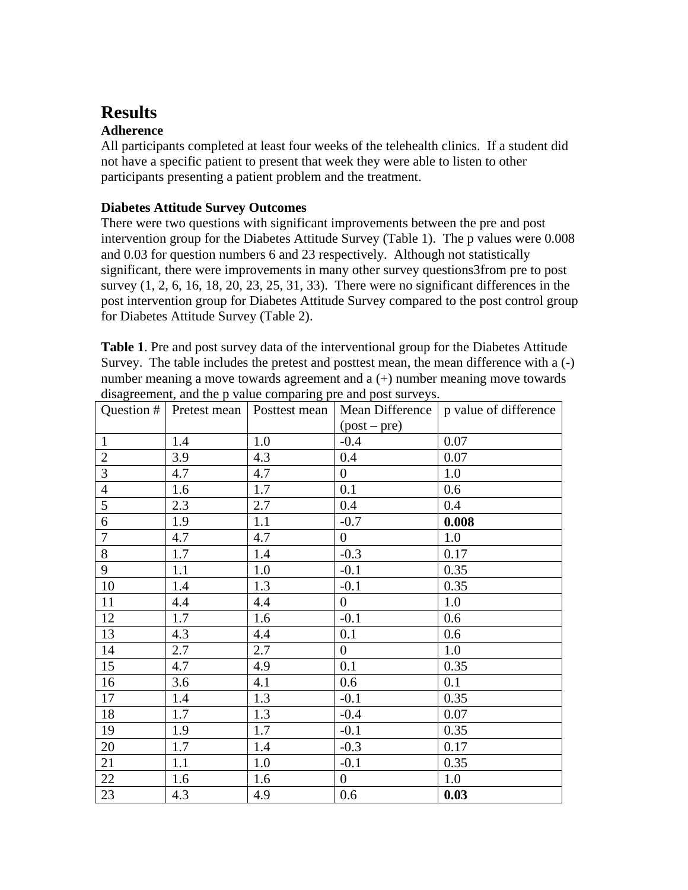# Results

### Adherence

All participants completed at least four weeks of the telehealth clinics. If a student did not have a specific patient to present that week they were able to listen to other participants presenting a patient problem and the treatment.

### Diabetes Attitude Survey Outcomes

There were two questions with significant improvements between the pre and post intervention group for the Diabetes Attitude Survey (Table 1). The p values were 0.008 and 0.03 for question numbers 6 and 23 respectively. Although not statistically significant, there were improvements in many other survey questions3from pre to post survey (1, 2, 6, 16, 18, 20, 23, 25, 31, 33). There were no significant differences in the post intervention group for Diabetes Attitude Survey compared to the post control group for Diabetes Attitude Survey (Table 2).

**Table 1**. Pre and post survey data of the interventional group for the Diabetes Attitude Survey. The table includes the pretest and posttest mean, the mean difference with a (-) number meaning a move towards agreement and a (+) number meaning move towards disagreement, and the p value comparing pre and post surveys.

| Question # | Pretest mean | Posttest mean | Mean Difference (post – pre) | p value of difference |
|---|---|---|---|---|
| 1 | 1.4 | 1.0 | -0.4 | 0.07 |
| 2 | 3.9 | 4.3 | 0.4 | 0.07 |
| 3 | 4.7 | 4.7 | 0 | 1.0 |
| 4 | 1.6 | 1.7 | 0.1 | 0.6 |
| 5 | 2.3 | 2.7 | 0.4 | 0.4 |
| 6 | 1.9 | 1.1 | -0.7 | **0.008** |
| 7 | 4.7 | 4.7 | 0 | 1.0 |
| 8 | 1.7 | 1.4 | -0.3 | 0.17 |
| 9 | 1.1 | 1.0 | -0.1 | 0.35 |
| 10 | 1.4 | 1.3 | -0.1 | 0.35 |
| 11 | 4.4 | 4.4 | 0 | 1.0 |
| 12 | 1.7 | 1.6 | -0.1 | 0.6 |
| 13 | 4.3 | 4.4 | 0.1 | 0.6 |
| 14 | 2.7 | 2.7 | 0 | 1.0 |
| 15 | 4.7 | 4.9 | 0.1 | 0.35 |
| 16 | 3.6 | 4.1 | 0.6 | 0.1 |
| 17 | 1.4 | 1.3 | -0.1 | 0.35 |
| 18 | 1.7 | 1.3 | -0.4 | 0.07 |
| 19 | 1.9 | 1.7 | -0.1 | 0.35 |
| 20 | 1.7 | 1.4 | -0.3 | 0.17 |
| 21 | 1.1 | 1.0 | -0.1 | 0.35 |
| 22 | 1.6 | 1.6 | 0 | 1.0 |
| 23 | 4.3 | 4.9 | 0.6 | **0.03** |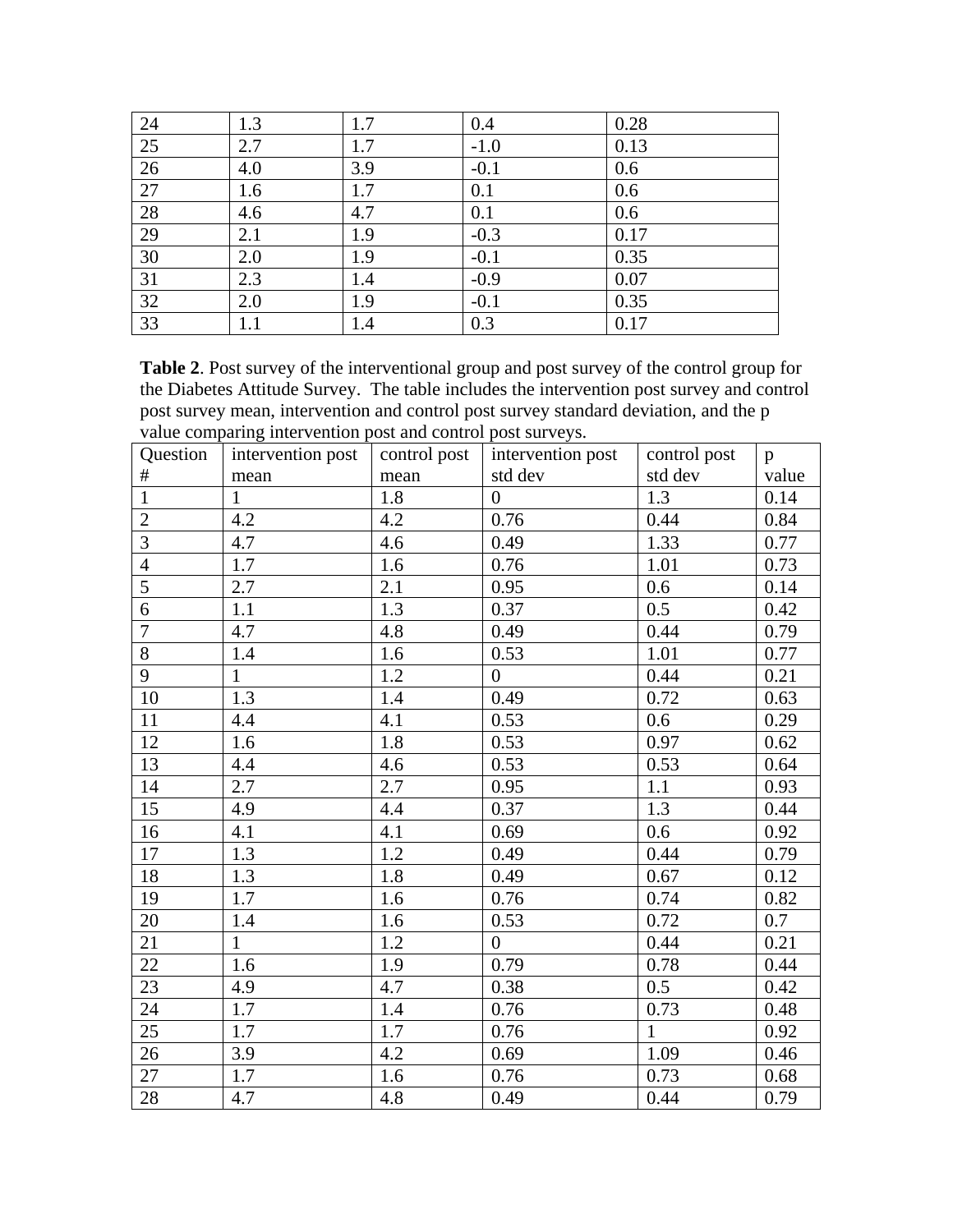| | | | | |
|---|---|---|---|---|
| 24 | 1.3 | 1.7 | 0.4 | 0.28 |
| 25 | 2.7 | 1.7 | -1.0 | 0.13 |
| 26 | 4.0 | 3.9 | -0.1 | 0.6 |
| 27 | 1.6 | 1.7 | 0.1 | 0.6 |
| 28 | 4.6 | 4.7 | 0.1 | 0.6 |
| 29 | 2.1 | 1.9 | -0.3 | 0.17 |
| 30 | 2.0 | 1.9 | -0.1 | 0.35 |
| 31 | 2.3 | 1.4 | -0.9 | 0.07 |
| 32 | 2.0 | 1.9 | -0.1 | 0.35 |
| 33 | 1.1 | 1.4 | 0.3 | 0.17 |

**Table 2**. Post survey of the interventional group and post survey of the control group for the Diabetes Attitude Survey. The table includes the intervention post survey and control post survey mean, intervention and control post survey standard deviation, and the p value comparing intervention post and control post surveys.

| Question # | intervention post mean | control post mean | intervention post std dev | control post std dev | p value |
|---|---|---|---|---|---|
| 1 | 1 | 1.8 | 0 | 1.3 | 0.14 |
| 2 | 4.2 | 4.2 | 0.76 | 0.44 | 0.84 |
| 3 | 4.7 | 4.6 | 0.49 | 1.33 | 0.77 |
| 4 | 1.7 | 1.6 | 0.76 | 1.01 | 0.73 |
| 5 | 2.7 | 2.1 | 0.95 | 0.6 | 0.14 |
| 6 | 1.1 | 1.3 | 0.37 | 0.5 | 0.42 |
| 7 | 4.7 | 4.8 | 0.49 | 0.44 | 0.79 |
| 8 | 1.4 | 1.6 | 0.53 | 1.01 | 0.77 |
| 9 | 1 | 1.2 | 0 | 0.44 | 0.21 |
| 10 | 1.3 | 1.4 | 0.49 | 0.72 | 0.63 |
| 11 | 4.4 | 4.1 | 0.53 | 0.6 | 0.29 |
| 12 | 1.6 | 1.8 | 0.53 | 0.97 | 0.62 |
| 13 | 4.4 | 4.6 | 0.53 | 0.53 | 0.64 |
| 14 | 2.7 | 2.7 | 0.95 | 1.1 | 0.93 |
| 15 | 4.9 | 4.4 | 0.37 | 1.3 | 0.44 |
| 16 | 4.1 | 4.1 | 0.69 | 0.6 | 0.92 |
| 17 | 1.3 | 1.2 | 0.49 | 0.44 | 0.79 |
| 18 | 1.3 | 1.8 | 0.49 | 0.67 | 0.12 |
| 19 | 1.7 | 1.6 | 0.76 | 0.74 | 0.82 |
| 20 | 1.4 | 1.6 | 0.53 | 0.72 | 0.7 |
| 21 | 1 | 1.2 | 0 | 0.44 | 0.21 |
| 22 | 1.6 | 1.9 | 0.79 | 0.78 | 0.44 |
| 23 | 4.9 | 4.7 | 0.38 | 0.5 | 0.42 |
| 24 | 1.7 | 1.4 | 0.76 | 0.73 | 0.48 |
| 25 | 1.7 | 1.7 | 0.76 | 1 | 0.92 |
| 26 | 3.9 | 4.2 | 0.69 | 1.09 | 0.46 |
| 27 | 1.7 | 1.6 | 0.76 | 0.73 | 0.68 |
| 28 | 4.7 | 4.8 | 0.49 | 0.44 | 0.79 |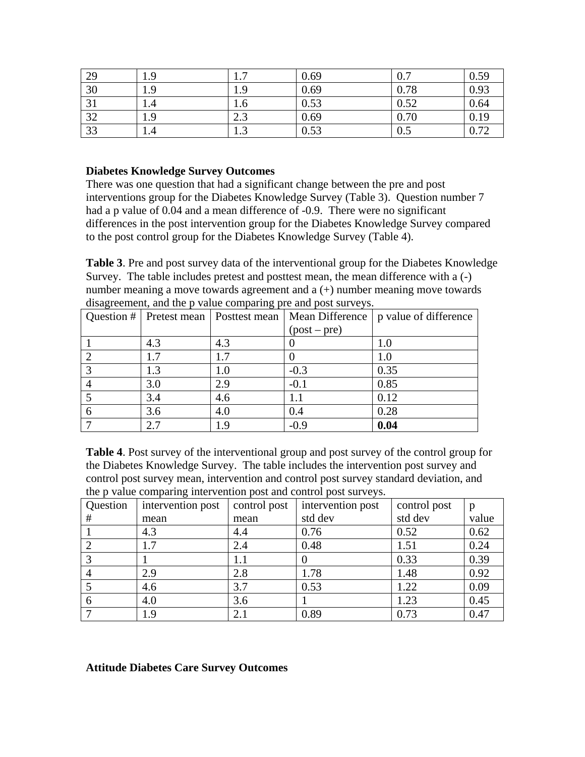| 29 | 1.9 | 1.7 | 0.69 | 0.7 | 0.59 |
|---|---|---|---|---|---|
| 30 | 1.9 | 1.9 | 0.69 | 0.78 | 0.93 |
| 31 | 1.4 | 1.6 | 0.53 | 0.52 | 0.64 |
| 32 | 1.9 | 2.3 | 0.69 | 0.70 | 0.19 |
| 33 | 1.4 | 1.3 | 0.53 | 0.5 | 0.72 |

**Diabetes Knowledge Survey Outcomes**

There was one question that had a significant change between the pre and post interventions group for the Diabetes Knowledge Survey (Table 3). Question number 7 had a p value of 0.04 and a mean difference of -0.9. There were no significant differences in the post intervention group for the Diabetes Knowledge Survey compared to the post control group for the Diabetes Knowledge Survey (Table 4).

**Table 3**. Pre and post survey data of the interventional group for the Diabetes Knowledge Survey. The table includes pretest and posttest mean, the mean difference with a (-) number meaning a move towards agreement and a (+) number meaning move towards disagreement, and the p value comparing pre and post surveys.

| Question # | Pretest mean | Posttest mean | Mean Difference (post – pre) | p value of difference |
|---|---|---|---|---|
| 1 | 4.3 | 4.3 | 0 | 1.0 |
| 2 | 1.7 | 1.7 | 0 | 1.0 |
| 3 | 1.3 | 1.0 | -0.3 | 0.35 |
| 4 | 3.0 | 2.9 | -0.1 | 0.85 |
| 5 | 3.4 | 4.6 | 1.1 | 0.12 |
| 6 | 3.6 | 4.0 | 0.4 | 0.28 |
| 7 | 2.7 | 1.9 | -0.9 | **0.04** |

**Table 4**. Post survey of the interventional group and post survey of the control group for the Diabetes Knowledge Survey. The table includes the intervention post survey and control post survey mean, intervention and control post survey standard deviation, and the p value comparing intervention post and control post surveys.

| Question # | intervention post mean | control post mean | intervention post std dev | control post std dev | p value |
|---|---|---|---|---|---|
| 1 | 4.3 | 4.4 | 0.76 | 0.52 | 0.62 |
| 2 | 1.7 | 2.4 | 0.48 | 1.51 | 0.24 |
| 3 | 1 | 1.1 | 0 | 0.33 | 0.39 |
| 4 | 2.9 | 2.8 | 1.78 | 1.48 | 0.92 |
| 5 | 4.6 | 3.7 | 0.53 | 1.22 | 0.09 |
| 6 | 4.0 | 3.6 | 1 | 1.23 | 0.45 |
| 7 | 1.9 | 2.1 | 0.89 | 0.73 | 0.47 |

**Attitude Diabetes Care Survey Outcomes**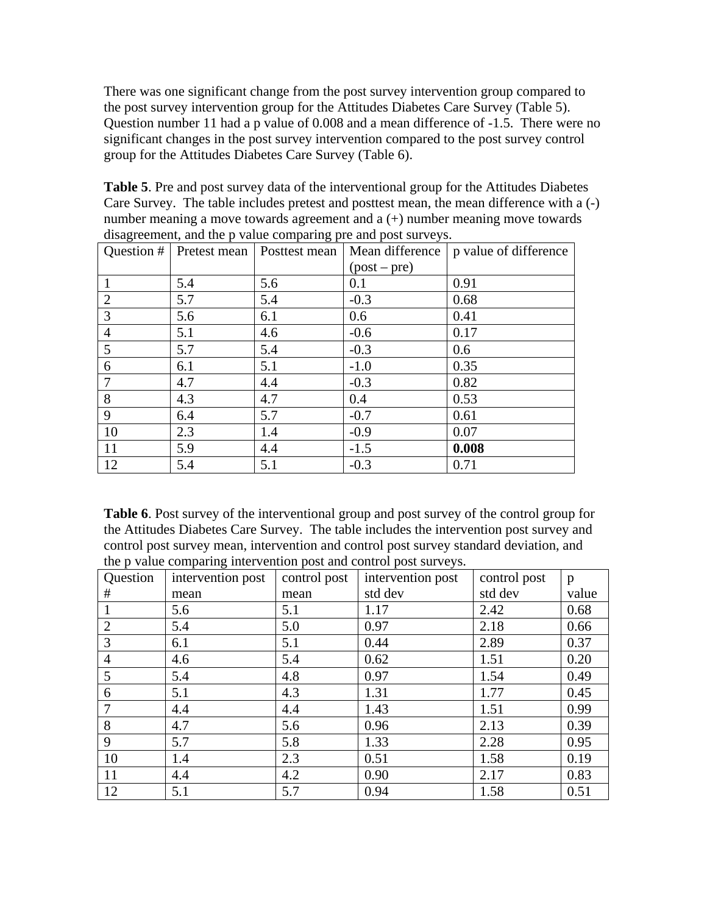There was one significant change from the post survey intervention group compared to the post survey intervention group for the Attitudes Diabetes Care Survey (Table 5). Question number 11 had a p value of 0.008 and a mean difference of -1.5. There were no significant changes in the post survey intervention compared to the post survey control group for the Attitudes Diabetes Care Survey (Table 6).

**Table 5**. Pre and post survey data of the interventional group for the Attitudes Diabetes Care Survey. The table includes pretest and posttest mean, the mean difference with a (-) number meaning a move towards agreement and a (+) number meaning move towards disagreement, and the p value comparing pre and post surveys.

| Question # | Pretest mean | Posttest mean | Mean difference (post – pre) | p value of difference |
|---|---|---|---|---|
| 1 | 5.4 | 5.6 | 0.1 | 0.91 |
| 2 | 5.7 | 5.4 | -0.3 | 0.68 |
| 3 | 5.6 | 6.1 | 0.6 | 0.41 |
| 4 | 5.1 | 4.6 | -0.6 | 0.17 |
| 5 | 5.7 | 5.4 | -0.3 | 0.6 |
| 6 | 6.1 | 5.1 | -1.0 | 0.35 |
| 7 | 4.7 | 4.4 | -0.3 | 0.82 |
| 8 | 4.3 | 4.7 | 0.4 | 0.53 |
| 9 | 6.4 | 5.7 | -0.7 | 0.61 |
| 10 | 2.3 | 1.4 | -0.9 | 0.07 |
| 11 | 5.9 | 4.4 | -1.5 | **0.008** |
| 12 | 5.4 | 5.1 | -0.3 | 0.71 |

**Table 6**. Post survey of the interventional group and post survey of the control group for the Attitudes Diabetes Care Survey. The table includes the intervention post survey and control post survey mean, intervention and control post survey standard deviation, and the p value comparing intervention post and control post surveys.

| Question # | intervention post mean | control post mean | intervention post std dev | control post std dev | p value |
|---|---|---|---|---|---|
| 1 | 5.6 | 5.1 | 1.17 | 2.42 | 0.68 |
| 2 | 5.4 | 5.0 | 0.97 | 2.18 | 0.66 |
| 3 | 6.1 | 5.1 | 0.44 | 2.89 | 0.37 |
| 4 | 4.6 | 5.4 | 0.62 | 1.51 | 0.20 |
| 5 | 5.4 | 4.8 | 0.97 | 1.54 | 0.49 |
| 6 | 5.1 | 4.3 | 1.31 | 1.77 | 0.45 |
| 7 | 4.4 | 4.4 | 1.43 | 1.51 | 0.99 |
| 8 | 4.7 | 5.6 | 0.96 | 2.13 | 0.39 |
| 9 | 5.7 | 5.8 | 1.33 | 2.28 | 0.95 |
| 10 | 1.4 | 2.3 | 0.51 | 1.58 | 0.19 |
| 11 | 4.4 | 4.2 | 0.90 | 2.17 | 0.83 |
| 12 | 5.1 | 5.7 | 0.94 | 1.58 | 0.51 |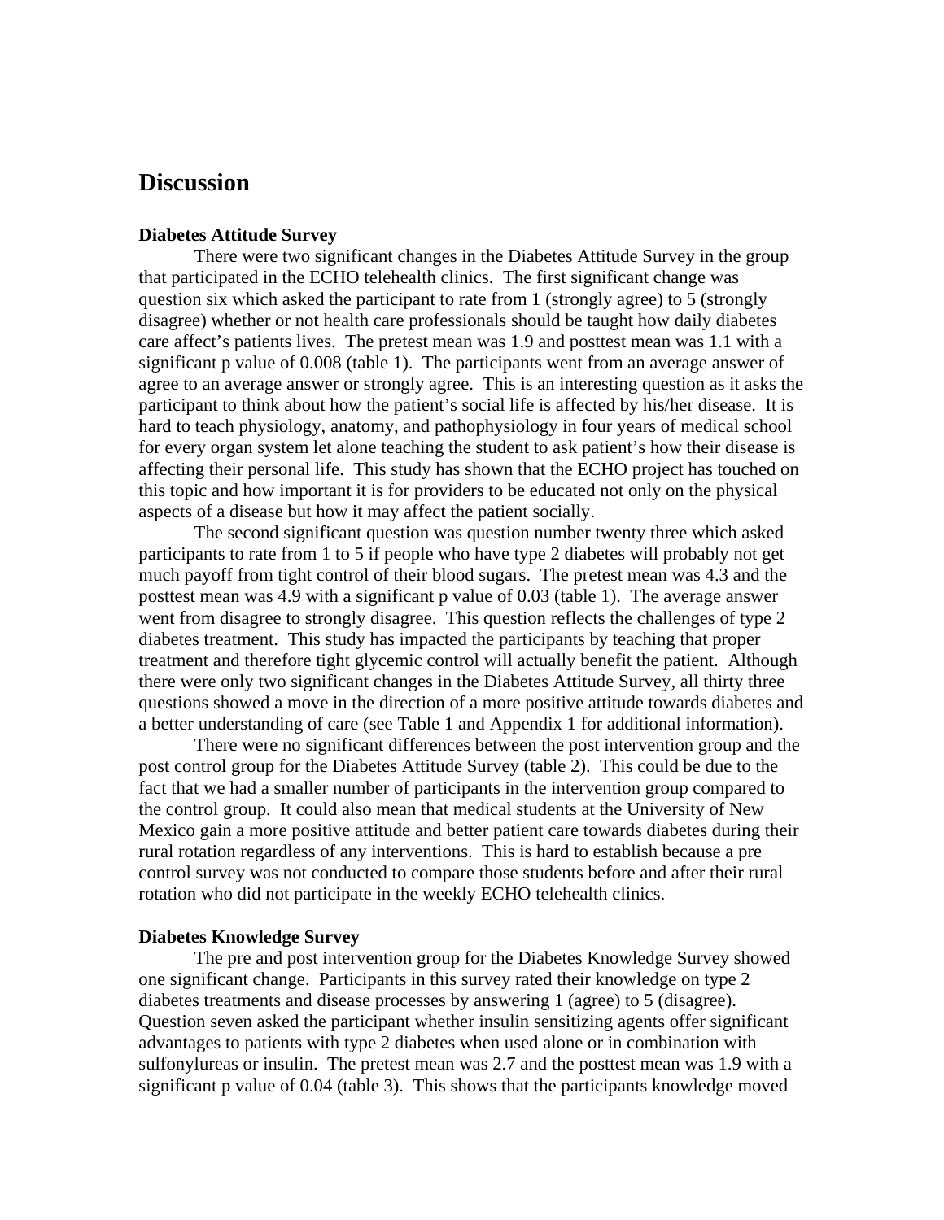# Discussion

### Diabetes Attitude Survey

There were two significant changes in the Diabetes Attitude Survey in the group that participated in the ECHO telehealth clinics. The first significant change was question six which asked the participant to rate from 1 (strongly agree) to 5 (strongly disagree) whether or not health care professionals should be taught how daily diabetes care affect's patients lives. The pretest mean was 1.9 and posttest mean was 1.1 with a significant p value of 0.008 (table 1). The participants went from an average answer of agree to an average answer or strongly agree. This is an interesting question as it asks the participant to think about how the patient's social life is affected by his/her disease. It is hard to teach physiology, anatomy, and pathophysiology in four years of medical school for every organ system let alone teaching the student to ask patient's how their disease is affecting their personal life. This study has shown that the ECHO project has touched on this topic and how important it is for providers to be educated not only on the physical aspects of a disease but how it may affect the patient socially.

The second significant question was question number twenty three which asked participants to rate from 1 to 5 if people who have type 2 diabetes will probably not get much payoff from tight control of their blood sugars. The pretest mean was 4.3 and the posttest mean was 4.9 with a significant p value of 0.03 (table 1). The average answer went from disagree to strongly disagree. This question reflects the challenges of type 2 diabetes treatment. This study has impacted the participants by teaching that proper treatment and therefore tight glycemic control will actually benefit the patient. Although there were only two significant changes in the Diabetes Attitude Survey, all thirty three questions showed a move in the direction of a more positive attitude towards diabetes and a better understanding of care (see Table 1 and Appendix 1 for additional information).

There were no significant differences between the post intervention group and the post control group for the Diabetes Attitude Survey (table 2). This could be due to the fact that we had a smaller number of participants in the intervention group compared to the control group. It could also mean that medical students at the University of New Mexico gain a more positive attitude and better patient care towards diabetes during their rural rotation regardless of any interventions. This is hard to establish because a pre control survey was not conducted to compare those students before and after their rural rotation who did not participate in the weekly ECHO telehealth clinics.

### Diabetes Knowledge Survey

The pre and post intervention group for the Diabetes Knowledge Survey showed one significant change. Participants in this survey rated their knowledge on type 2 diabetes treatments and disease processes by answering 1 (agree) to 5 (disagree). Question seven asked the participant whether insulin sensitizing agents offer significant advantages to patients with type 2 diabetes when used alone or in combination with sulfonylureas or insulin. The pretest mean was 2.7 and the posttest mean was 1.9 with a significant p value of 0.04 (table 3). This shows that the participants knowledge moved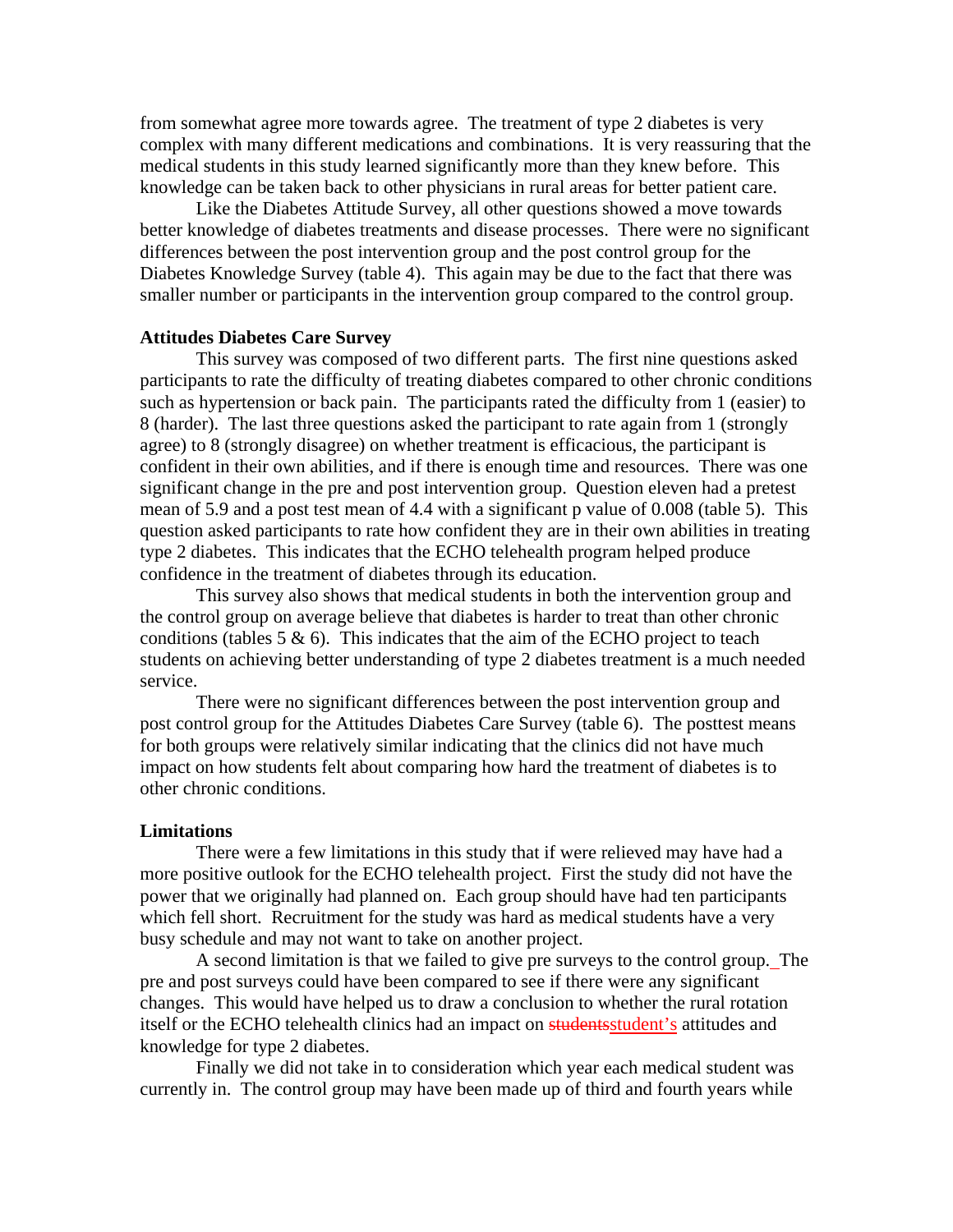from somewhat agree more towards agree. The treatment of type 2 diabetes is very complex with many different medications and combinations. It is very reassuring that the medical students in this study learned significantly more than they knew before. This knowledge can be taken back to other physicians in rural areas for better patient care.

Like the Diabetes Attitude Survey, all other questions showed a move towards better knowledge of diabetes treatments and disease processes. There were no significant differences between the post intervention group and the post control group for the Diabetes Knowledge Survey (table 4). This again may be due to the fact that there was smaller number or participants in the intervention group compared to the control group.

**Attitudes Diabetes Care Survey**

This survey was composed of two different parts. The first nine questions asked participants to rate the difficulty of treating diabetes compared to other chronic conditions such as hypertension or back pain. The participants rated the difficulty from 1 (easier) to 8 (harder). The last three questions asked the participant to rate again from 1 (strongly agree) to 8 (strongly disagree) on whether treatment is efficacious, the participant is confident in their own abilities, and if there is enough time and resources. There was one significant change in the pre and post intervention group. Question eleven had a pretest mean of 5.9 and a post test mean of 4.4 with a significant p value of 0.008 (table 5). This question asked participants to rate how confident they are in their own abilities in treating type 2 diabetes. This indicates that the ECHO telehealth program helped produce confidence in the treatment of diabetes through its education.

This survey also shows that medical students in both the intervention group and the control group on average believe that diabetes is harder to treat than other chronic conditions (tables 5 & 6). This indicates that the aim of the ECHO project to teach students on achieving better understanding of type 2 diabetes treatment is a much needed service.

There were no significant differences between the post intervention group and post control group for the Attitudes Diabetes Care Survey (table 6). The posttest means for both groups were relatively similar indicating that the clinics did not have much impact on how students felt about comparing how hard the treatment of diabetes is to other chronic conditions.

**Limitations**

There were a few limitations in this study that if were relieved may have had a more positive outlook for the ECHO telehealth project. First the study did not have the power that we originally had planned on. Each group should have had ten participants which fell short. Recruitment for the study was hard as medical students have a very busy schedule and may not want to take on another project.

A second limitation is that we failed to give pre surveys to the control group. The pre and post surveys could have been compared to see if there were any significant changes. This would have helped us to draw a conclusion to whether the rural rotation itself or the ECHO telehealth clinics had an impact on ~~students~~student's attitudes and knowledge for type 2 diabetes.

Finally we did not take in to consideration which year each medical student was currently in. The control group may have been made up of third and fourth years while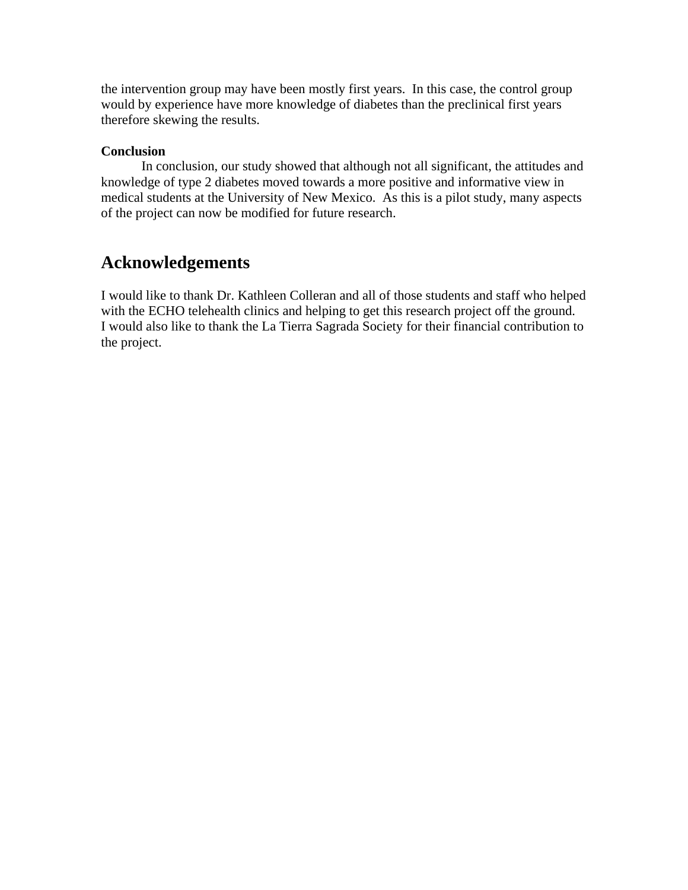the intervention group may have been mostly first years. In this case, the control group would by experience have more knowledge of diabetes than the preclinical first years therefore skewing the results.

**Conclusion**

In conclusion, our study showed that although not all significant, the attitudes and knowledge of type 2 diabetes moved towards a more positive and informative view in medical students at the University of New Mexico. As this is a pilot study, many aspects of the project can now be modified for future research.

## Acknowledgements

I would like to thank Dr. Kathleen Colleran and all of those students and staff who helped with the ECHO telehealth clinics and helping to get this research project off the ground. I would also like to thank the La Tierra Sagrada Society for their financial contribution to the project.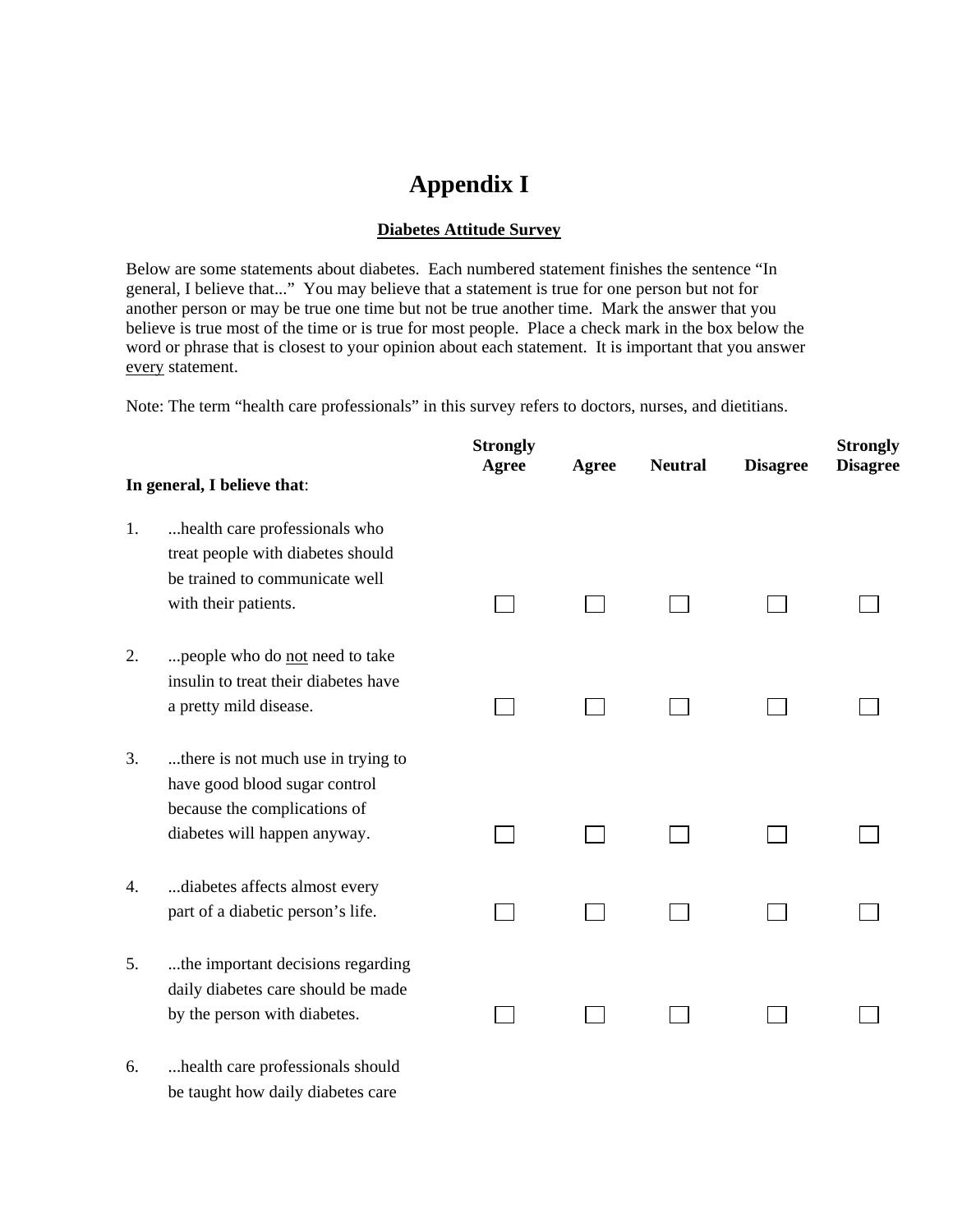# Appendix I

**Diabetes Attitude Survey**

Below are some statements about diabetes. Each numbered statement finishes the sentence “In general, I believe that...” You may believe that a statement is true for one person but not for another person or may be true one time but not be true another time. Mark the answer that you believe is true most of the time or is true for most people. Place a check mark in the box below the word or phrase that is closest to your opinion about each statement. It is important that you answer every statement.

Note: The term “health care professionals” in this survey refers to doctors, nurses, and dietitians.

| **In general, I believe that**: | **Strongly Agree** | **Agree** | **Neutral** | **Disagree** | **Strongly Disagree** |
|---|---|---|---|---|---|
| 1. ...health care professionals who treat people with diabetes should be trained to communicate well with their patients. | ☐ | ☐ | ☐ | ☐ | ☐ |
| 2. ...people who do not need to take insulin to treat their diabetes have a pretty mild disease. | ☐ | ☐ | ☐ | ☐ | ☐ |
| 3. ...there is not much use in trying to have good blood sugar control because the complications of diabetes will happen anyway. | ☐ | ☐ | ☐ | ☐ | ☐ |
| 4. ...diabetes affects almost every part of a diabetic person’s life. | ☐ | ☐ | ☐ | ☐ | ☐ |
| 5. ...the important decisions regarding daily diabetes care should be made by the person with diabetes. | ☐ | ☐ | ☐ | ☐ | ☐ |
| 6. ...health care professionals should be taught how daily diabetes care | | | | | |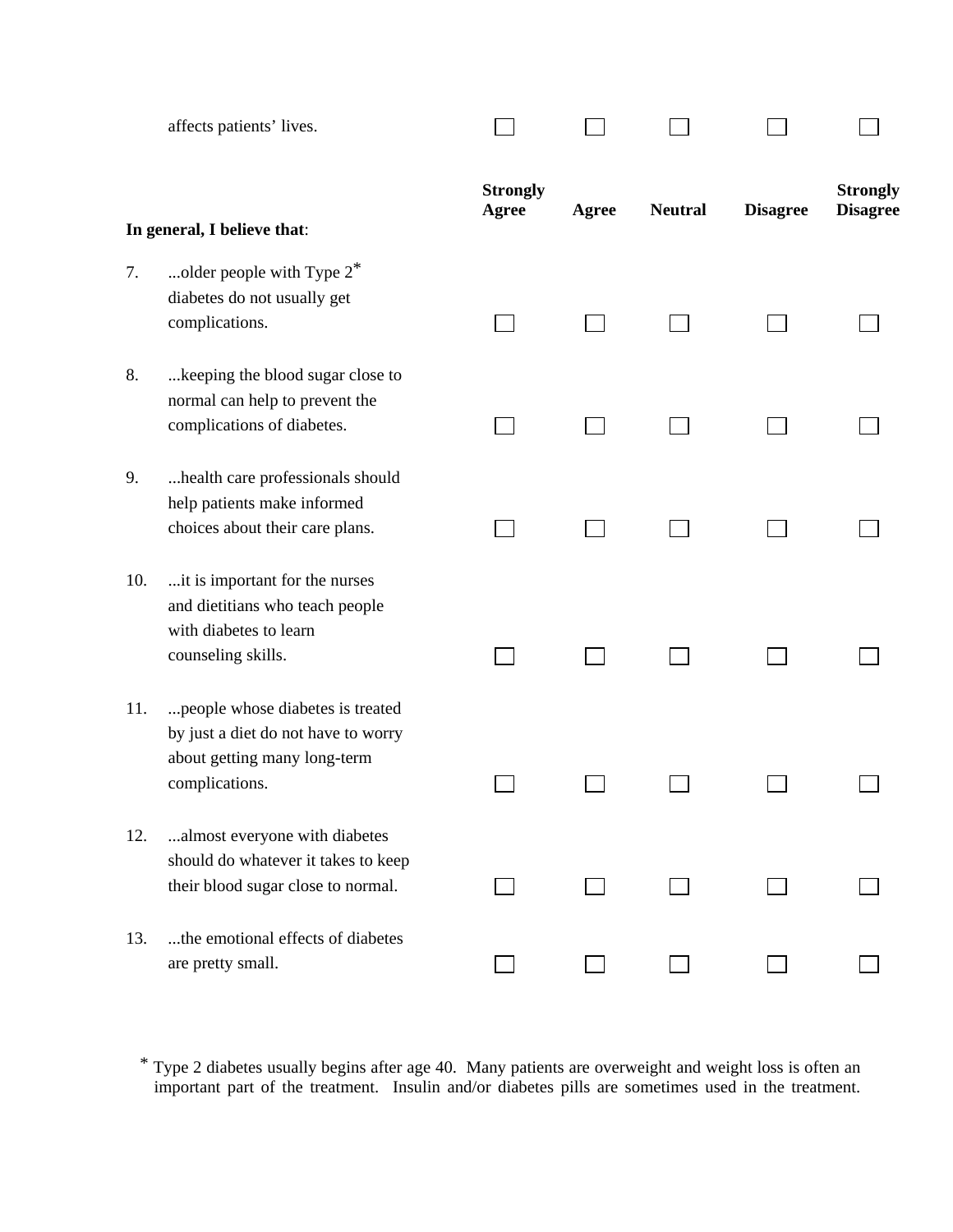| affects patients' lives. | ☐ | ☐ | ☐ | ☐ | ☐ |
|---|---|---|---|---|---|

| **In general, I believe that**: | **Strongly Agree** | **Agree** | **Neutral** | **Disagree** | **Strongly Disagree** |
|---|---|---|---|---|---|
| 7. ...older people with Type 2* diabetes do not usually get complications. | ☐ | ☐ | ☐ | ☐ | ☐ |
| 8. ...keeping the blood sugar close to normal can help to prevent the complications of diabetes. | ☐ | ☐ | ☐ | ☐ | ☐ |
| 9. ...health care professionals should help patients make informed choices about their care plans. | ☐ | ☐ | ☐ | ☐ | ☐ |
| 10. ...it is important for the nurses and dietitians who teach people with diabetes to learn counseling skills. | ☐ | ☐ | ☐ | ☐ | ☐ |
| 11. ...people whose diabetes is treated by just a diet do not have to worry about getting many long-term complications. | ☐ | ☐ | ☐ | ☐ | ☐ |
| 12. ...almost everyone with diabetes should do whatever it takes to keep their blood sugar close to normal. | ☐ | ☐ | ☐ | ☐ | ☐ |
| 13. ...the emotional effects of diabetes are pretty small. | ☐ | ☐ | ☐ | ☐ | ☐ |

* Type 2 diabetes usually begins after age 40. Many patients are overweight and weight loss is often an important part of the treatment. Insulin and/or diabetes pills are sometimes used in the treatment.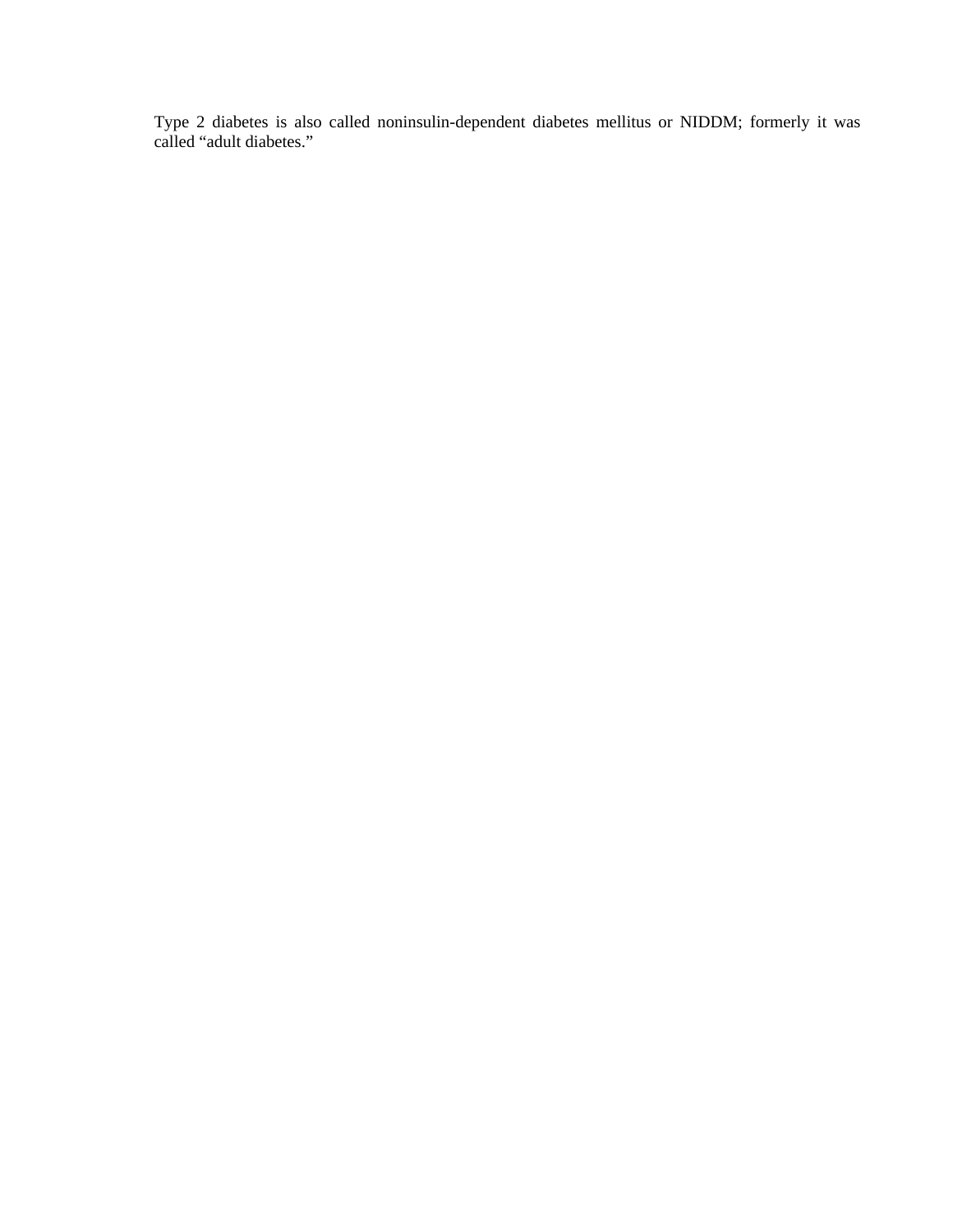Type 2 diabetes is also called noninsulin-dependent diabetes mellitus or NIDDM; formerly it was called “adult diabetes.”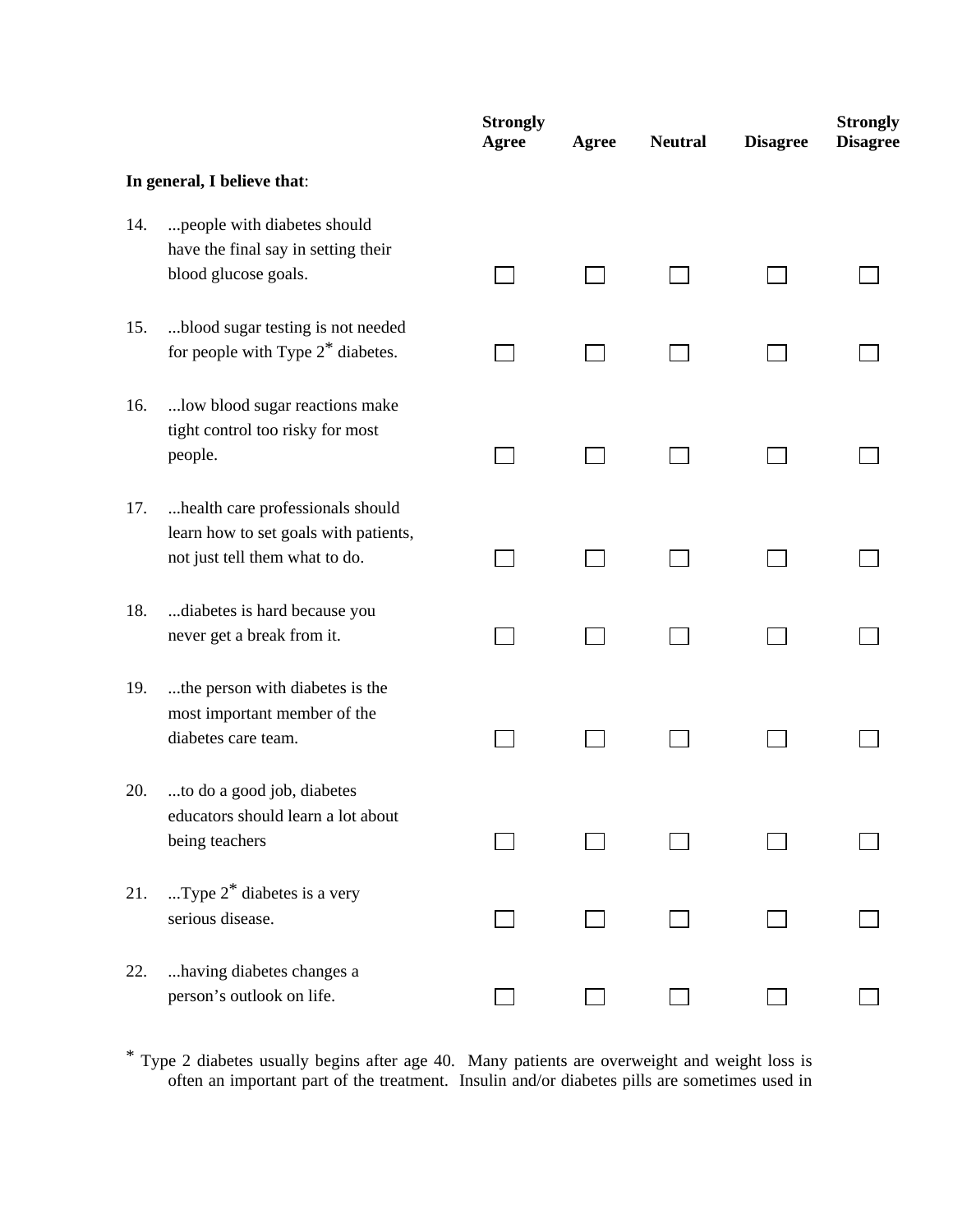| | Strongly Agree | Agree | Neutral | Disagree | Strongly Disagree |
|---|---|---|---|---|---|
| **In general, I believe that**: | | | | | |
| 14. ...people with diabetes should have the final say in setting their blood glucose goals. | ☐ | ☐ | ☐ | ☐ | ☐ |
| 15. ...blood sugar testing is not needed for people with Type 2* diabetes. | ☐ | ☐ | ☐ | ☐ | ☐ |
| 16. ...low blood sugar reactions make tight control too risky for most people. | ☐ | ☐ | ☐ | ☐ | ☐ |
| 17. ...health care professionals should learn how to set goals with patients, not just tell them what to do. | ☐ | ☐ | ☐ | ☐ | ☐ |
| 18. ...diabetes is hard because you never get a break from it. | ☐ | ☐ | ☐ | ☐ | ☐ |
| 19. ...the person with diabetes is the most important member of the diabetes care team. | ☐ | ☐ | ☐ | ☐ | ☐ |
| 20. ...to do a good job, diabetes educators should learn a lot about being teachers | ☐ | ☐ | ☐ | ☐ | ☐ |
| 21. ...Type 2* diabetes is a very serious disease. | ☐ | ☐ | ☐ | ☐ | ☐ |
| 22. ...having diabetes changes a person's outlook on life. | ☐ | ☐ | ☐ | ☐ | ☐ |

* Type 2 diabetes usually begins after age 40. Many patients are overweight and weight loss is often an important part of the treatment. Insulin and/or diabetes pills are sometimes used in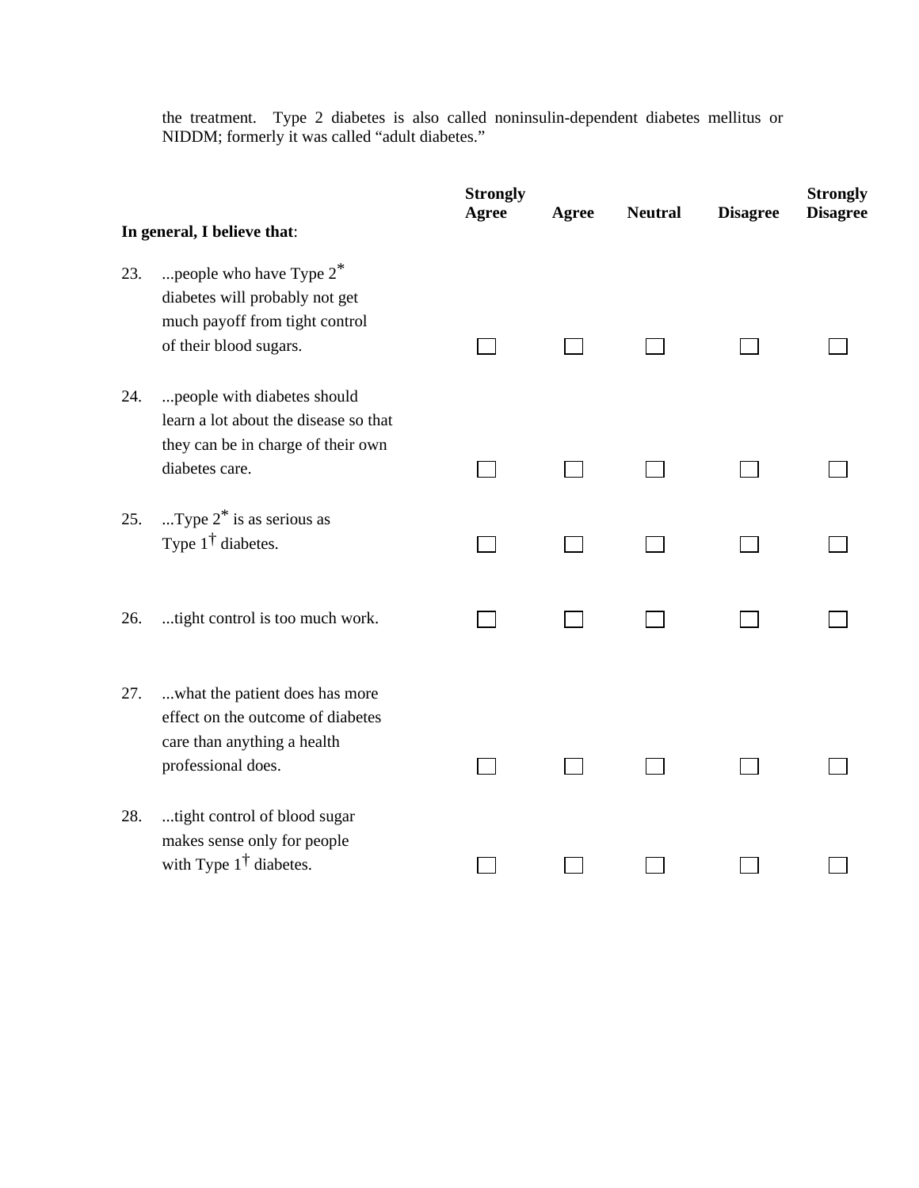the treatment. Type 2 diabetes is also called noninsulin-dependent diabetes mellitus or NIDDM; formerly it was called "adult diabetes."

| **In general, I believe that**: | **Strongly Agree** | **Agree** | **Neutral** | **Disagree** | **Strongly Disagree** |
|---|---|---|---|---|---|
| 23. ...people who have Type 2* diabetes will probably not get much payoff from tight control of their blood sugars. | ☐ | ☐ | ☐ | ☐ | ☐ |
| 24. ...people with diabetes should learn a lot about the disease so that they can be in charge of their own diabetes care. | ☐ | ☐ | ☐ | ☐ | ☐ |
| 25. ...Type 2* is as serious as Type 1† diabetes. | ☐ | ☐ | ☐ | ☐ | ☐ |
| 26. ...tight control is too much work. | ☐ | ☐ | ☐ | ☐ | ☐ |
| 27. ...what the patient does has more effect on the outcome of diabetes care than anything a health professional does. | ☐ | ☐ | ☐ | ☐ | ☐ |
| 28. ...tight control of blood sugar makes sense only for people with Type 1† diabetes. | ☐ | ☐ | ☐ | ☐ | ☐ |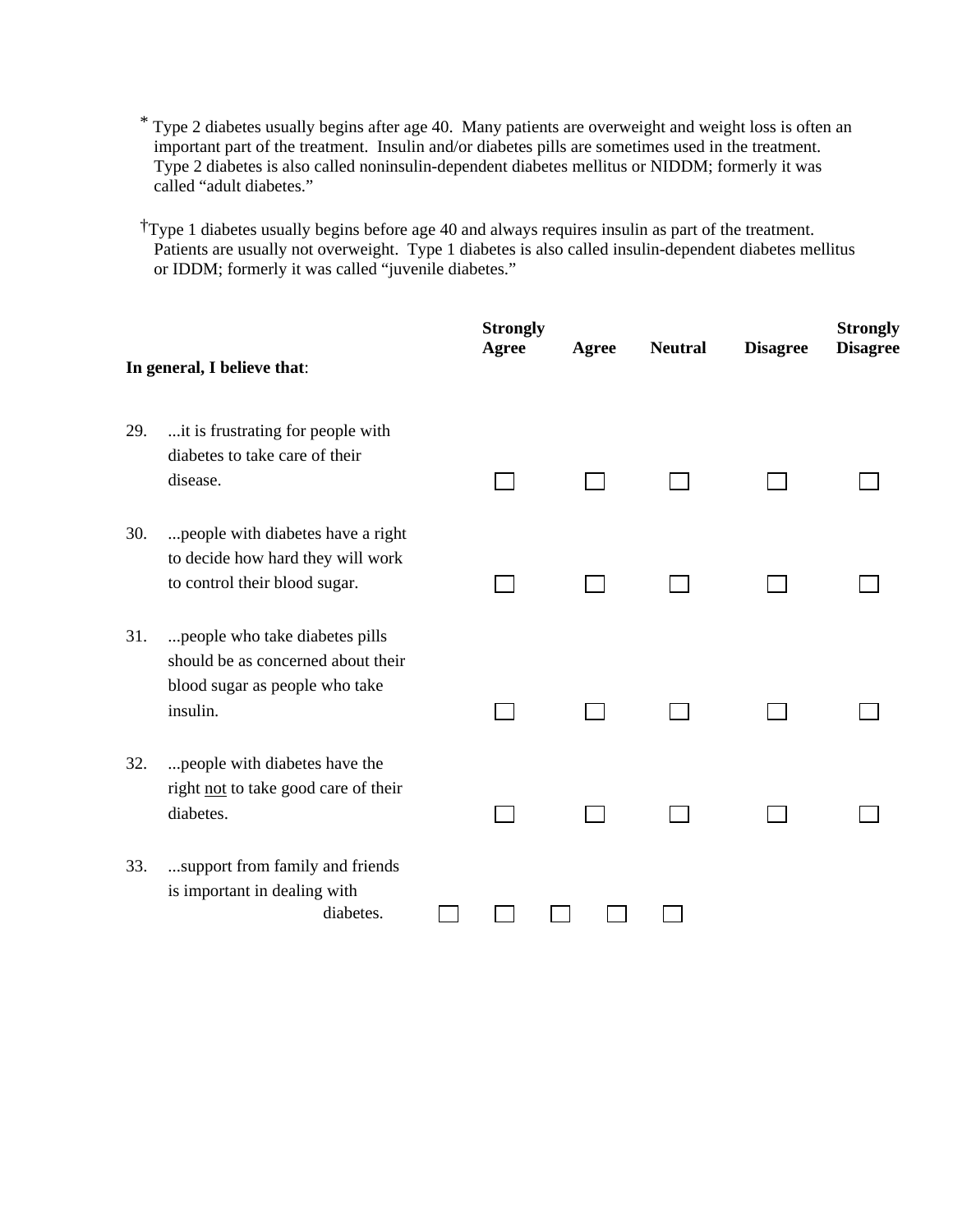[*] Type 2 diabetes usually begins after age 40. Many patients are overweight and weight loss is often an important part of the treatment. Insulin and/or diabetes pills are sometimes used in the treatment. Type 2 diabetes is also called noninsulin-dependent diabetes mellitus or NIDDM; formerly it was called "adult diabetes."

[†]Type 1 diabetes usually begins before age 40 and always requires insulin as part of the treatment. Patients are usually not overweight. Type 1 diabetes is also called insulin-dependent diabetes mellitus or IDDM; formerly it was called "juvenile diabetes."

| **In general, I believe that**: | **Strongly Agree** | **Agree** | **Neutral** | **Disagree** | **Strongly Disagree** |
|---|---|---|---|---|---|
| 29. ...it is frustrating for people with diabetes to take care of their disease. | ☐ | ☐ | ☐ | ☐ | ☐ |
| 30. ...people with diabetes have a right to decide how hard they will work to control their blood sugar. | ☐ | ☐ | ☐ | ☐ | ☐ |
| 31. ...people who take diabetes pills should be as concerned about their blood sugar as people who take insulin. | ☐ | ☐ | ☐ | ☐ | ☐ |
| 32. ...people with diabetes have the right <u>not</u> to take good care of their diabetes. | ☐ | ☐ | ☐ | ☐ | ☐ |
| 33. ...support from family and friends is important in dealing with diabetes. | ☐ | ☐ | ☐ | ☐ | ☐ |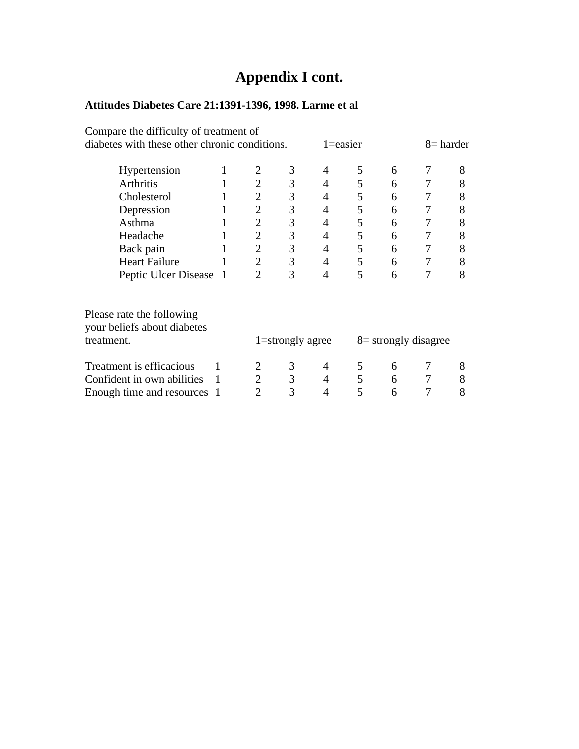# Appendix I cont.

**Attitudes Diabetes Care 21:1391-1396, 1998. Larme et al**

Compare the difficulty of treatment of diabetes with these other chronic conditions. 1=easier 8= harder

| | | | | | | | | |
|---|---|---|---|---|---|---|---|---|
| Hypertension | 1 | 2 | 3 | 4 | 5 | 6 | 7 | 8 |
| Arthritis | 1 | 2 | 3 | 4 | 5 | 6 | 7 | 8 |
| Cholesterol | 1 | 2 | 3 | 4 | 5 | 6 | 7 | 8 |
| Depression | 1 | 2 | 3 | 4 | 5 | 6 | 7 | 8 |
| Asthma | 1 | 2 | 3 | 4 | 5 | 6 | 7 | 8 |
| Headache | 1 | 2 | 3 | 4 | 5 | 6 | 7 | 8 |
| Back pain | 1 | 2 | 3 | 4 | 5 | 6 | 7 | 8 |
| Heart Failure | 1 | 2 | 3 | 4 | 5 | 6 | 7 | 8 |
| Peptic Ulcer Disease | 1 | 2 | 3 | 4 | 5 | 6 | 7 | 8 |

Please rate the following your beliefs about diabetes treatment. 1=strongly agree 8= strongly disagree

| | | | | | | | | |
|---|---|---|---|---|---|---|---|---|
| Treatment is efficacious | 1 | 2 | 3 | 4 | 5 | 6 | 7 | 8 |
| Confident in own abilities | 1 | 2 | 3 | 4 | 5 | 6 | 7 | 8 |
| Enough time and resources | 1 | 2 | 3 | 4 | 5 | 6 | 7 | 8 |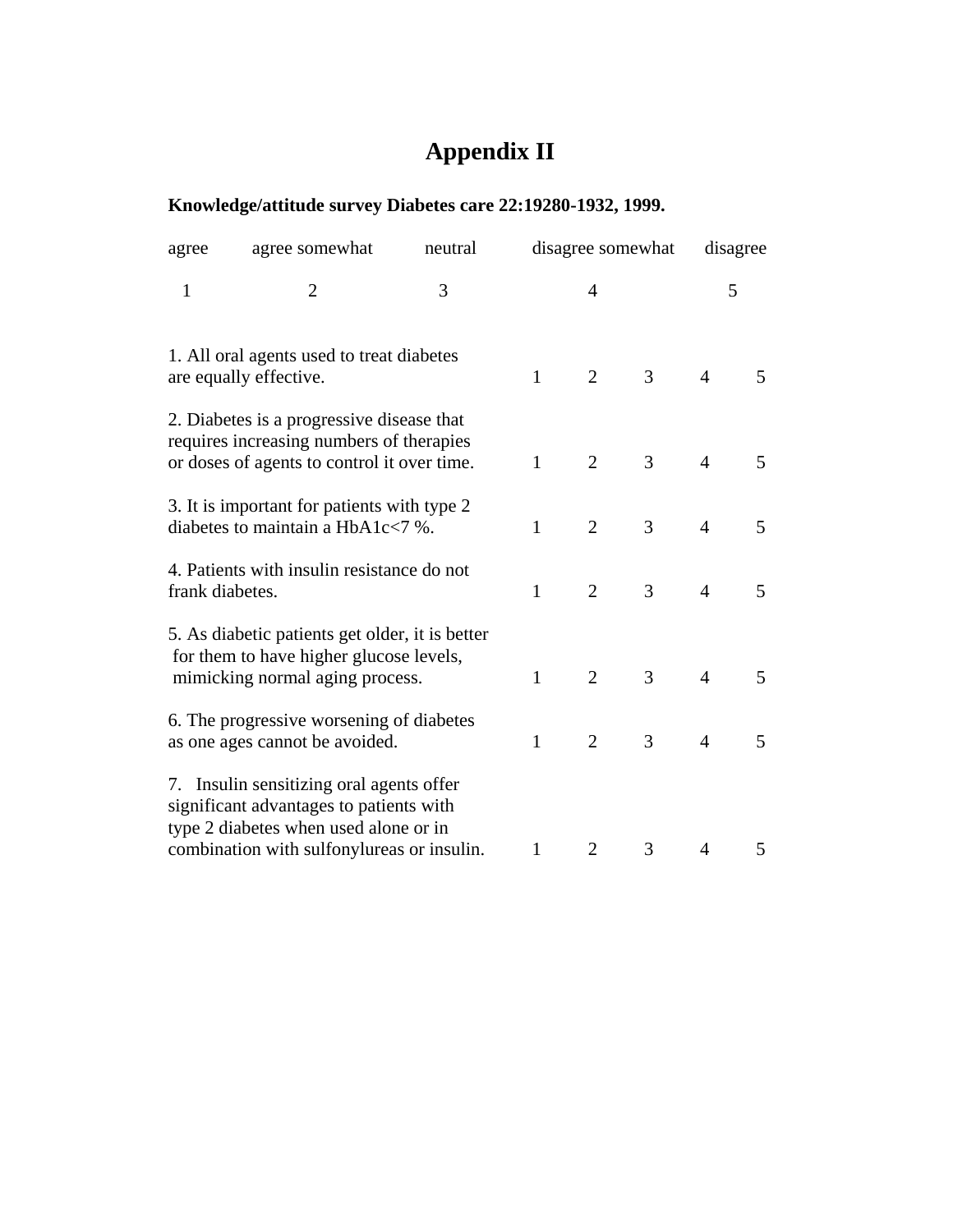# Appendix II

**Knowledge/attitude survey Diabetes care 22:19280-1932, 1999.**

| agree | agree somewhat | neutral | disagree somewhat | disagree |
|---|---|---|---|---|
| 1 | 2 | 3 | 4 | 5 |

| | | | | | |
|---|---|---|---|---|---|
| 1. All oral agents used to treat diabetes are equally effective. | 1 | 2 | 3 | 4 | 5 |
| 2. Diabetes is a progressive disease that requires increasing numbers of therapies or doses of agents to control it over time. | 1 | 2 | 3 | 4 | 5 |
| 3. It is important for patients with type 2 diabetes to maintain a HbA1c<7 %. | 1 | 2 | 3 | 4 | 5 |
| 4. Patients with insulin resistance do not frank diabetes. | 1 | 2 | 3 | 4 | 5 |
| 5. As diabetic patients get older, it is better for them to have higher glucose levels, mimicking normal aging process. | 1 | 2 | 3 | 4 | 5 |
| 6. The progressive worsening of diabetes as one ages cannot be avoided. | 1 | 2 | 3 | 4 | 5 |
| 7. Insulin sensitizing oral agents offer significant advantages to patients with type 2 diabetes when used alone or in combination with sulfonylureas or insulin. | 1 | 2 | 3 | 4 | 5 |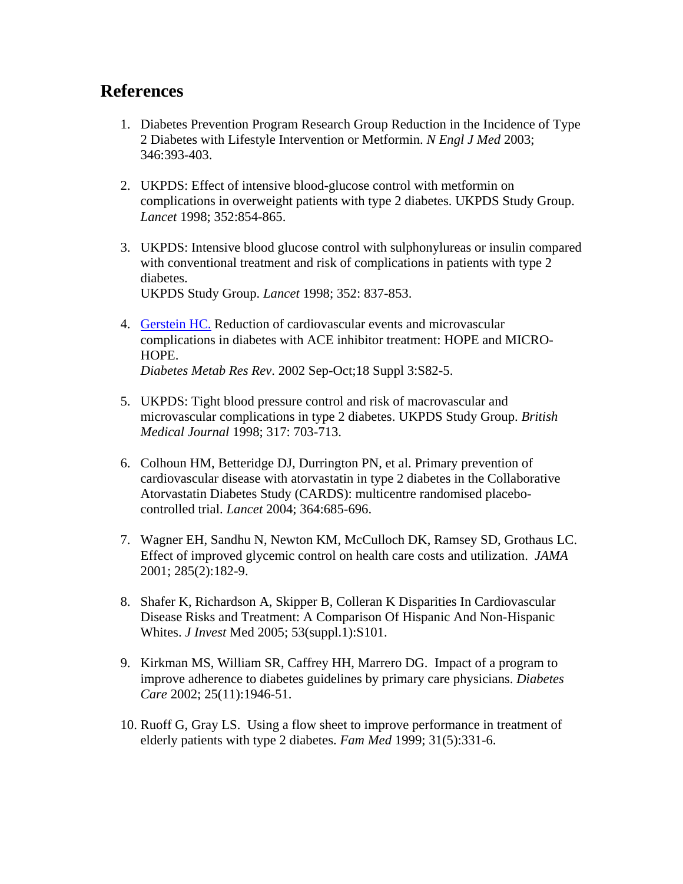## References

1. Diabetes Prevention Program Research Group Reduction in the Incidence of Type 2 Diabetes with Lifestyle Intervention or Metformin. *N Engl J Med* 2003; 346:393-403.

2. UKPDS: Effect of intensive blood-glucose control with metformin on complications in overweight patients with type 2 diabetes. UKPDS Study Group. *Lancet* 1998; 352:854-865.

3. UKPDS: Intensive blood glucose control with sulphonylureas or insulin compared with conventional treatment and risk of complications in patients with type 2 diabetes.
   UKPDS Study Group. *Lancet* 1998; 352: 837-853.

4. Gerstein HC. Reduction of cardiovascular events and microvascular complications in diabetes with ACE inhibitor treatment: HOPE and MICRO-HOPE.
   *Diabetes Metab Res Rev*. 2002 Sep-Oct;18 Suppl 3:S82-5.

5. UKPDS: Tight blood pressure control and risk of macrovascular and microvascular complications in type 2 diabetes. UKPDS Study Group. *British Medical Journal* 1998; 317: 703-713.

6. Colhoun HM, Betteridge DJ, Durrington PN, et al. Primary prevention of cardiovascular disease with atorvastatin in type 2 diabetes in the Collaborative Atorvastatin Diabetes Study (CARDS): multicentre randomised placebo-controlled trial. *Lancet* 2004; 364:685-696.

7. Wagner EH, Sandhu N, Newton KM, McCulloch DK, Ramsey SD, Grothaus LC. Effect of improved glycemic control on health care costs and utilization. *JAMA* 2001; 285(2):182-9.

8. Shafer K, Richardson A, Skipper B, Colleran K Disparities In Cardiovascular Disease Risks and Treatment: A Comparison Of Hispanic And Non-Hispanic Whites. *J Invest* Med 2005; 53(suppl.1):S101.

9. Kirkman MS, William SR, Caffrey HH, Marrero DG. Impact of a program to improve adherence to diabetes guidelines by primary care physicians. *Diabetes Care* 2002; 25(11):1946-51.

10. Ruoff G, Gray LS. Using a flow sheet to improve performance in treatment of elderly patients with type 2 diabetes. *Fam Med* 1999; 31(5):331-6.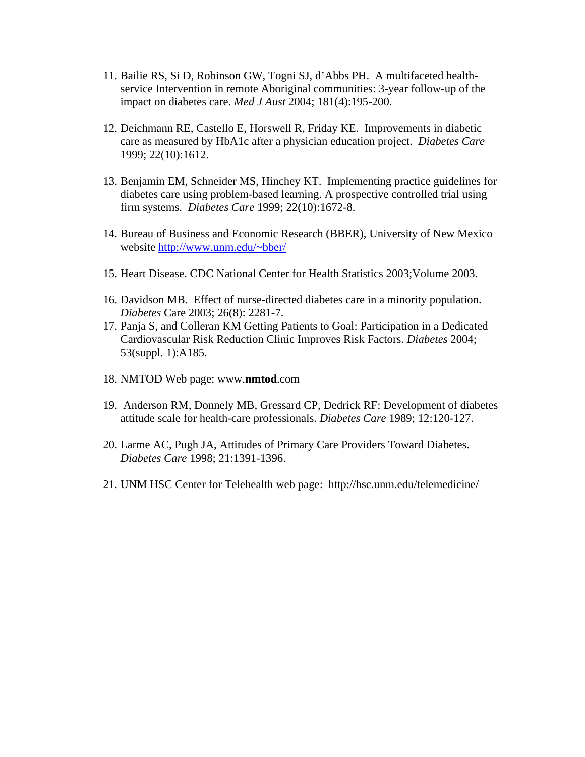11. Bailie RS, Si D, Robinson GW, Togni SJ, d'Abbs PH. A multifaceted health-service Intervention in remote Aboriginal communities: 3-year follow-up of the impact on diabetes care. *Med J Aust* 2004; 181(4):195-200.

12. Deichmann RE, Castello E, Horswell R, Friday KE. Improvements in diabetic care as measured by HbA1c after a physician education project. *Diabetes Care* 1999; 22(10):1612.

13. Benjamin EM, Schneider MS, Hinchey KT. Implementing practice guidelines for diabetes care using problem-based learning. A prospective controlled trial using firm systems. *Diabetes Care* 1999; 22(10):1672-8.

14. Bureau of Business and Economic Research (BBER), University of New Mexico website http://www.unm.edu/~bber/

15. Heart Disease. CDC National Center for Health Statistics 2003;Volume 2003.

16. Davidson MB. Effect of nurse-directed diabetes care in a minority population. *Diabetes* Care 2003; 26(8): 2281-7.

17. Panja S, and Colleran KM Getting Patients to Goal: Participation in a Dedicated Cardiovascular Risk Reduction Clinic Improves Risk Factors. *Diabetes* 2004; 53(suppl. 1):A185.

18. NMTOD Web page: www.**nmtod**.com

19. Anderson RM, Donnely MB, Gressard CP, Dedrick RF: Development of diabetes attitude scale for health-care professionals. *Diabetes Care* 1989; 12:120-127.

20. Larme AC, Pugh JA, Attitudes of Primary Care Providers Toward Diabetes. *Diabetes Care* 1998; 21:1391-1396.

21. UNM HSC Center for Telehealth web page: http://hsc.unm.edu/telemedicine/